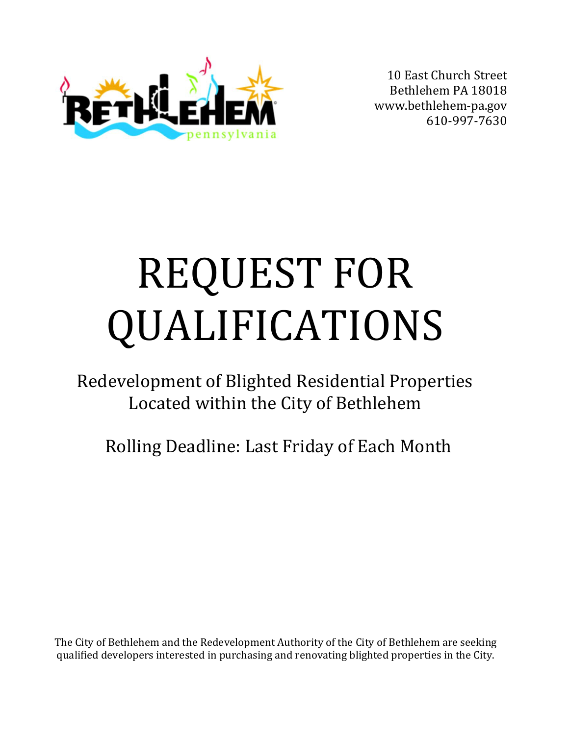10 East Church Street
Bethlehem PA 18018
www.bethlehem-pa.gov
610-997-7630

# REQUEST FOR QUALIFICATIONS

## Redevelopment of Blighted Residential Properties Located within the City of Bethlehem

## Rolling Deadline: Last Friday of Each Month

The City of Bethlehem and the Redevelopment Authority of the City of Bethlehem are seeking qualified developers interested in purchasing and renovating blighted properties in the City.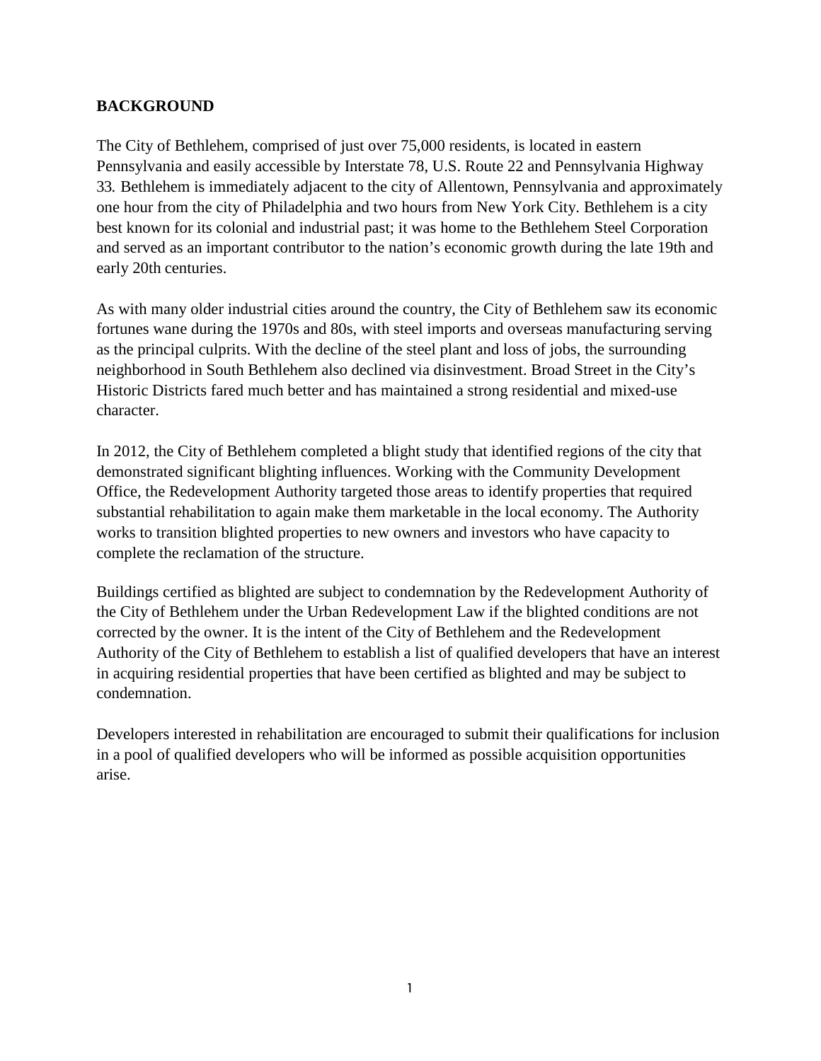## BACKGROUND

The City of Bethlehem, comprised of just over 75,000 residents, is located in eastern Pennsylvania and easily accessible by Interstate 78, U.S. Route 22 and Pennsylvania Highway 33. Bethlehem is immediately adjacent to the city of Allentown, Pennsylvania and approximately one hour from the city of Philadelphia and two hours from New York City. Bethlehem is a city best known for its colonial and industrial past; it was home to the Bethlehem Steel Corporation and served as an important contributor to the nation's economic growth during the late 19th and early 20th centuries.

As with many older industrial cities around the country, the City of Bethlehem saw its economic fortunes wane during the 1970s and 80s, with steel imports and overseas manufacturing serving as the principal culprits. With the decline of the steel plant and loss of jobs, the surrounding neighborhood in South Bethlehem also declined via disinvestment. Broad Street in the City's Historic Districts fared much better and has maintained a strong residential and mixed-use character.

In 2012, the City of Bethlehem completed a blight study that identified regions of the city that demonstrated significant blighting influences. Working with the Community Development Office, the Redevelopment Authority targeted those areas to identify properties that required substantial rehabilitation to again make them marketable in the local economy. The Authority works to transition blighted properties to new owners and investors who have capacity to complete the reclamation of the structure.

Buildings certified as blighted are subject to condemnation by the Redevelopment Authority of the City of Bethlehem under the Urban Redevelopment Law if the blighted conditions are not corrected by the owner. It is the intent of the City of Bethlehem and the Redevelopment Authority of the City of Bethlehem to establish a list of qualified developers that have an interest in acquiring residential properties that have been certified as blighted and may be subject to condemnation.

Developers interested in rehabilitation are encouraged to submit their qualifications for inclusion in a pool of qualified developers who will be informed as possible acquisition opportunities arise.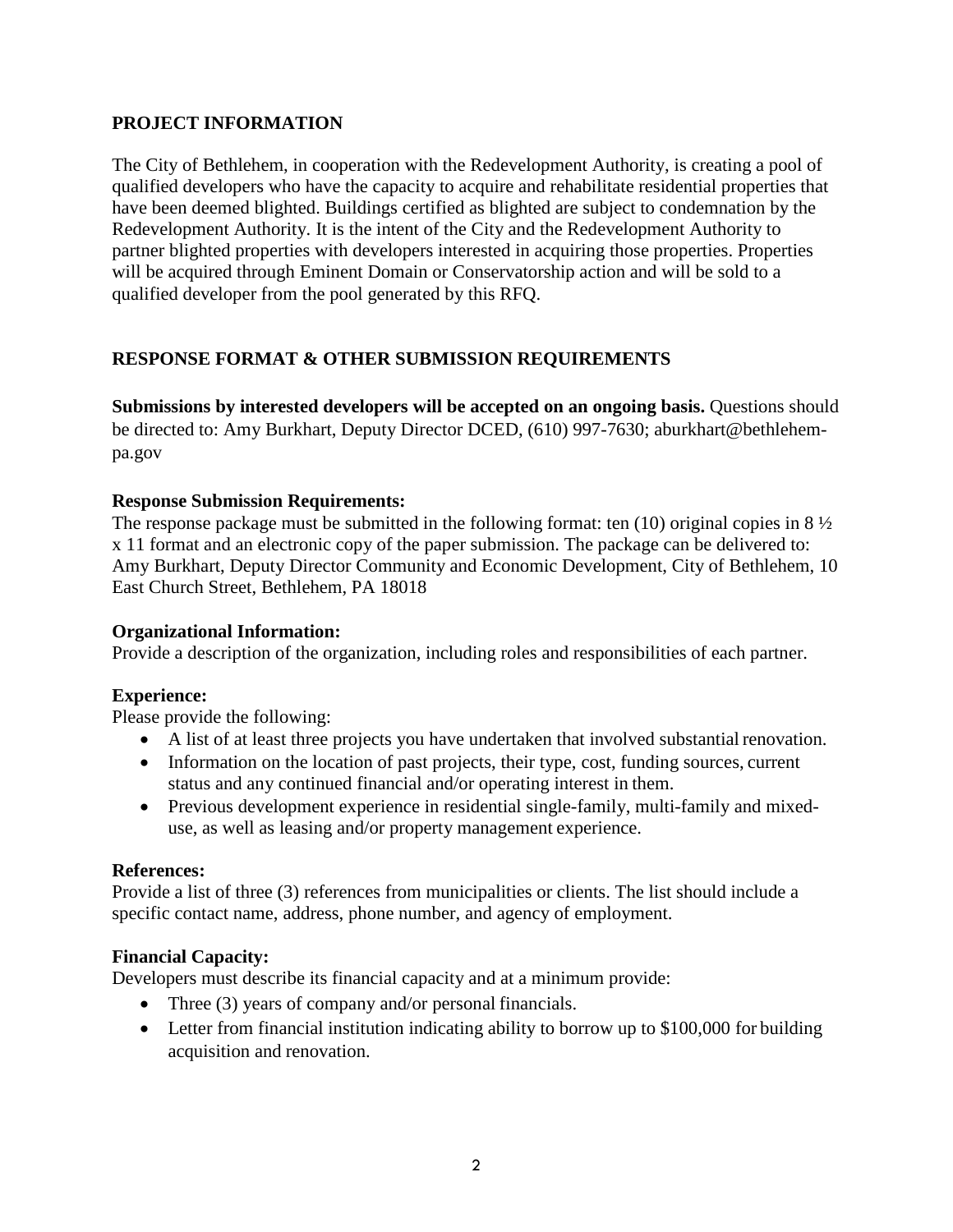## PROJECT INFORMATION

The City of Bethlehem, in cooperation with the Redevelopment Authority, is creating a pool of qualified developers who have the capacity to acquire and rehabilitate residential properties that have been deemed blighted. Buildings certified as blighted are subject to condemnation by the Redevelopment Authority. It is the intent of the City and the Redevelopment Authority to partner blighted properties with developers interested in acquiring those properties. Properties will be acquired through Eminent Domain or Conservatorship action and will be sold to a qualified developer from the pool generated by this RFQ.

## RESPONSE FORMAT & OTHER SUBMISSION REQUIREMENTS

**Submissions by interested developers will be accepted on an ongoing basis.** Questions should be directed to: Amy Burkhart, Deputy Director DCED, (610) 997-7630; aburkhart@bethlehem-pa.gov

### Response Submission Requirements:

The response package must be submitted in the following format: ten (10) original copies in 8 ½ x 11 format and an electronic copy of the paper submission. The package can be delivered to: Amy Burkhart, Deputy Director Community and Economic Development, City of Bethlehem, 10 East Church Street, Bethlehem, PA 18018

### Organizational Information:

Provide a description of the organization, including roles and responsibilities of each partner.

### Experience:

Please provide the following:

- A list of at least three projects you have undertaken that involved substantial renovation.
- Information on the location of past projects, their type, cost, funding sources, current status and any continued financial and/or operating interest in them.
- Previous development experience in residential single-family, multi-family and mixed-use, as well as leasing and/or property management experience.

### References:

Provide a list of three (3) references from municipalities or clients. The list should include a specific contact name, address, phone number, and agency of employment.

### Financial Capacity:

Developers must describe its financial capacity and at a minimum provide:

- Three (3) years of company and/or personal financials.
- Letter from financial institution indicating ability to borrow up to $100,000 for building acquisition and renovation.